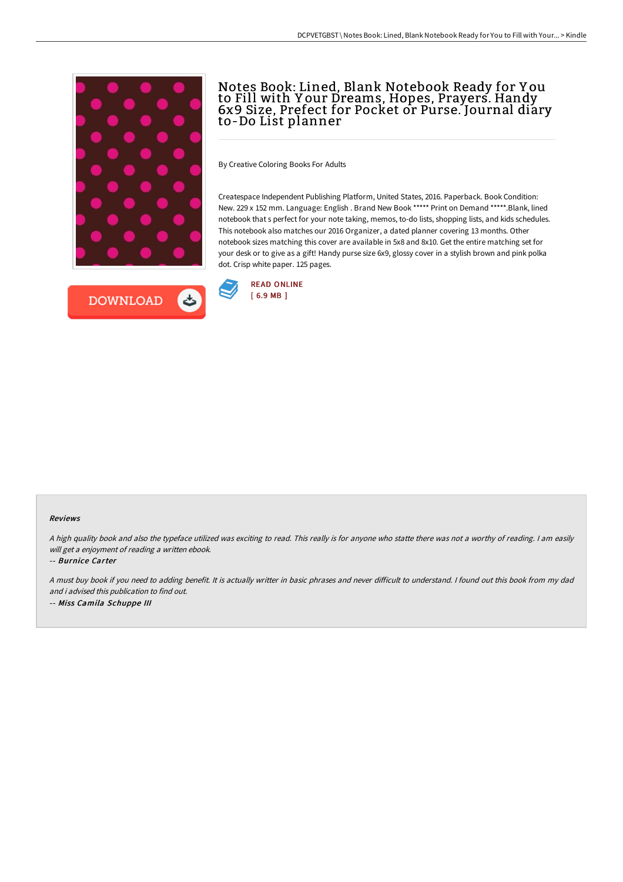# Notes Book: Lined, Blank Notebook Ready for You to Fill with Your Dreams, Hopes, Prayers. Handy 6x9 Size, Prefect for Pocket or Purse. Journal diary to-Do List planner

By Creative Coloring Books For Adults

Createspace Independent Publishing Platform, United States, 2016. Paperback. Book Condition: New. 229 x 152 mm. Language: English . Brand New Book ***** Print on Demand *****.Blank, lined notebook that s perfect for your note taking, memos, to-do lists, shopping lists, and kids schedules. This notebook also matches our 2016 Organizer, a dated planner covering 13 months. Other notebook sizes matching this cover are available in 5x8 and 8x10. Get the entire matching set for your desk or to give as a gift! Handy purse size 6x9, glossy cover in a stylish brown and pink polka dot. Crisp white paper. 125 pages.

DOWNLOAD

READ ONLINE
[ 6.9 MB ]

### Reviews

*A high quality book and also the typeface utilized was exciting to read. This really is for anyone who statte there was not a worthy of reading. I am easily will get a enjoyment of reading a written ebook.*

*-- Burnice Carter*

*A must buy book if you need to adding benefit. It is actually writter in basic phrases and never difficult to understand. I found out this book from my dad and i advised this publication to find out.*

*-- Miss Camila Schuppe III*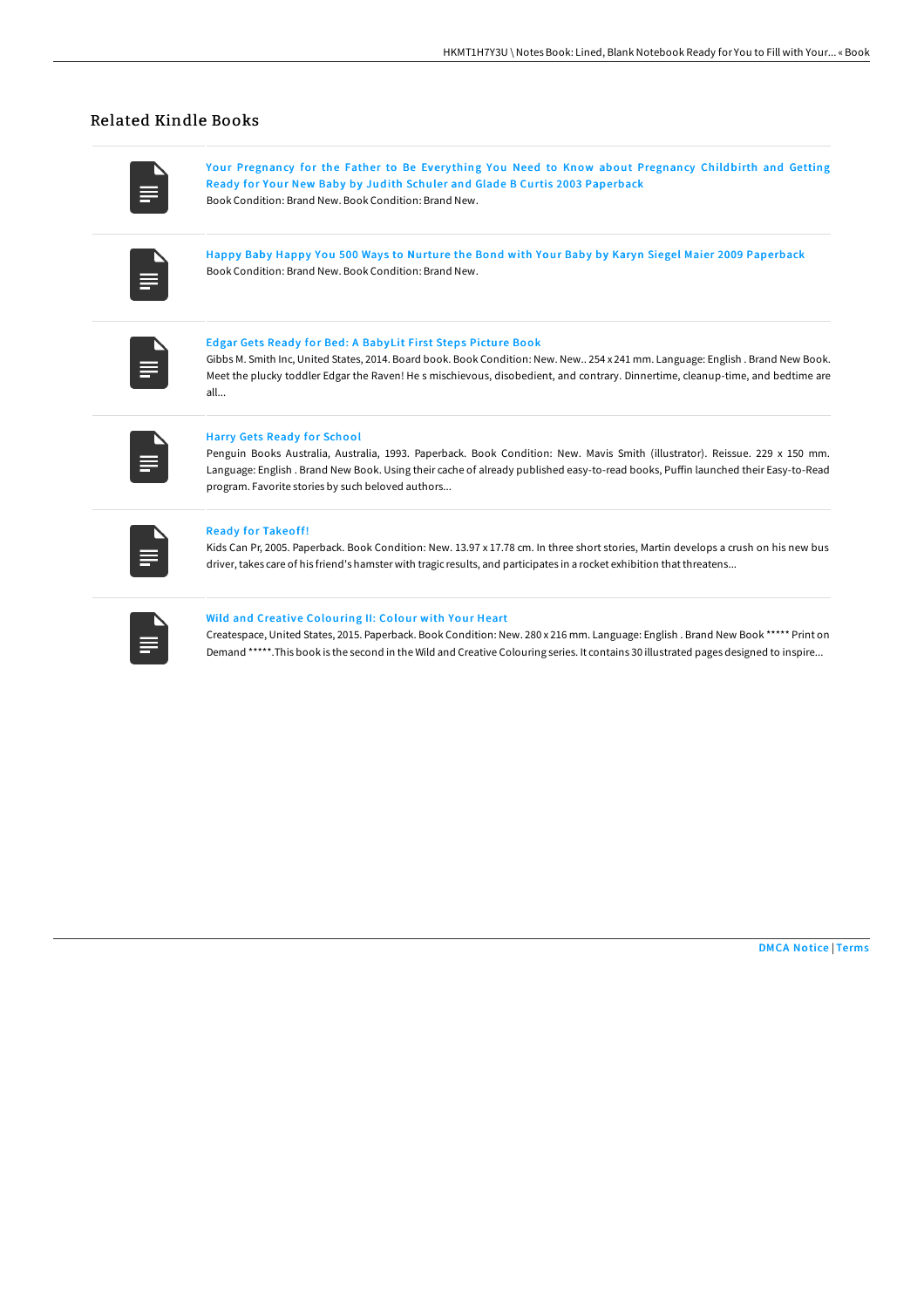## Related Kindle Books

**Your Pregnancy for the Father to Be Everything You Need to Know about Pregnancy Childbirth and Getting Ready for Your New Baby by Judith Schuler and Glade B Curtis 2003 Paperback**
Book Condition: Brand New. Book Condition: Brand New.

**Happy Baby Happy You 500 Ways to Nurture the Bond with Your Baby by Karyn Siegel Maier 2009 Paperback**
Book Condition: Brand New. Book Condition: Brand New.

**Edgar Gets Ready for Bed: A BabyLit First Steps Picture Book**
Gibbs M. Smith Inc, United States, 2014. Board book. Book Condition: New. New.. 254 x 241 mm. Language: English . Brand New Book. Meet the plucky toddler Edgar the Raven! He s mischievous, disobedient, and contrary. Dinnertime, cleanup-time, and bedtime are all...

**Harry Gets Ready for School**
Penguin Books Australia, Australia, 1993. Paperback. Book Condition: New. Mavis Smith (illustrator). Reissue. 229 x 150 mm. Language: English . Brand New Book. Using their cache of already published easy-to-read books, Puffin launched their Easy-to-Read program. Favorite stories by such beloved authors...

**Ready for Takeoff!**
Kids Can Pr, 2005. Paperback. Book Condition: New. 13.97 x 17.78 cm. In three short stories, Martin develops a crush on his new bus driver, takes care of his friend's hamster with tragic results, and participates in a rocket exhibition that threatens...

**Wild and Creative Colouring II: Colour with Your Heart**
Createspace, United States, 2015. Paperback. Book Condition: New. 280 x 216 mm. Language: English . Brand New Book ***** Print on Demand *****.This book is the second in the Wild and Creative Colouring series. It contains 30 illustrated pages designed to inspire...

DMCA Notice | Terms